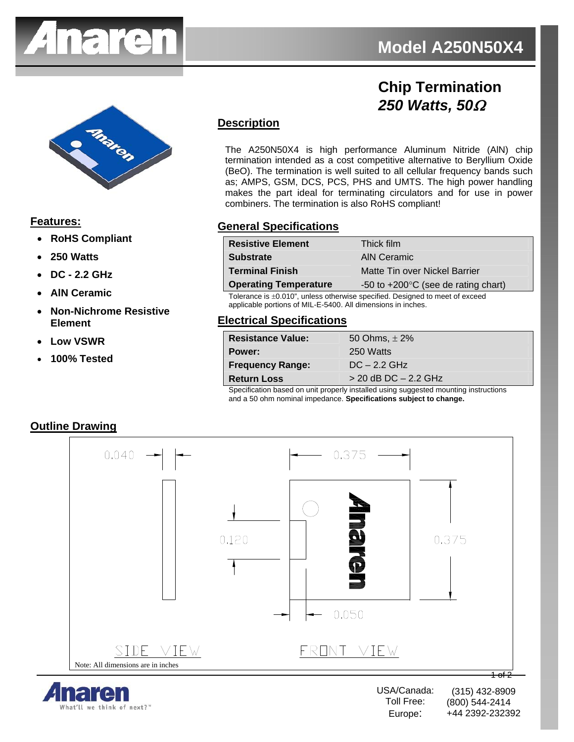# Model A250N50X4

## Chip Termination
## *250 Watts, 50Ω*

### Description

The A250N50X4 is high performance Aluminum Nitride (AlN) chip termination intended as a cost competitive alternative to Beryllium Oxide (BeO). The termination is well suited to all cellular frequency bands such as; AMPS, GSM, DCS, PCS, PHS and UMTS. The high power handling makes the part ideal for terminating circulators and for use in power combiners. The termination is also RoHS compliant!

### Features:

- **RoHS Compliant**
- **250 Watts**
- **DC - 2.2 GHz**
- **AlN Ceramic**
- **Non-Nichrome Resistive Element**
- **Low VSWR**
- **100% Tested**

### General Specifications

| | |
|---|---|
| **Resistive Element** | Thick film |
| **Substrate** | AlN Ceramic |
| **Terminal Finish** | Matte Tin over Nickel Barrier |
| **Operating Temperature** | -50 to +200°C (see de rating chart) |

Tolerance is ±0.010", unless otherwise specified. Designed to meet of exceed applicable portions of MIL-E-5400. All dimensions in inches.

### Electrical Specifications

| | |
|---|---|
| **Resistance Value:** | 50 Ohms, ± 2% |
| **Power:** | 250 Watts |
| **Frequency Range:** | DC – 2.2 GHz |
| **Return Loss** | > 20 dB DC – 2.2 GHz |

Specification based on unit properly installed using suggested mounting instructions and a 50 ohm nominal impedance. **Specifications subject to change.**

### Outline Drawing

0.040 0.375 0.120 0.375 0.050

SIDE VIEW FRONT VIEW

Note: All dimensions are in inches

USA/Canada: (315) 432-8909
Toll Free: (800) 544-2414
Europe: +44 2392-232392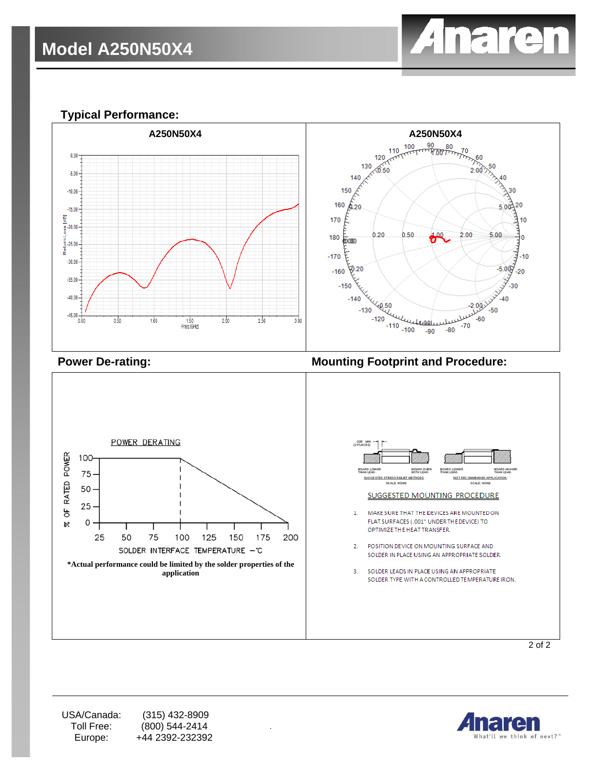# Model A250N50X4

## Typical Performance:

A250N50X4

0.00
-5.00
-10.00
-15.00
-20.00
-25.00
-30.00
-35.00
-40.00
-45.00
Return Loss [dB]
0.00
0.50
1.00
1.50
2.00
2.50
3.00
Freq [GHz]

A250N50X4

90 80 70 60 50 40 30 20 10 0 -10 -20 -30 -40 -50 -60 -70 -80 -90 -100 -110 -120 -130 -140 -150 -160 -170 180 170 160 150 140 130 120 110 100

0.20 0.50 1.00 2.00 5.00

## Power De-rating:

POWER DERATING

% OF RATED POWER

100
75
50
25
0

25 50 75 100 125 150 175 200

SOLDER INTERFACE TEMPERATURE – °C

**\*Actual performance could be limited by the solder properties of the application**

## Mounting Footprint and Procedure:

.025 MIN. (2 PLACES)

BOARD LOWER THAN LEAD.
BOARD EVEN WITH LEAD.
BOARD LOWER THAN LEAD.
BOARD HIGHER THAN LEAD.

SUGGESTED STRESS RELIEF METHODS
SCALE: NONE

NOT RECOMMENDED APPLICATION
SCALE: NONE

SUGGESTED MOUNTING PROCEDURE

1. MAKE SURE THAT THE DEVICES ARE MOUNTED ON FLAT SURFACES (.001" UNDER THE DEVICE) TO OPTIMIZE THE HEAT TRANSFER.
2. POSITION DEVICE ON MOUNTING SURFACE AND SOLDER IN PLACE USING AN APPROPRIATE SOLDER.
3. SOLDER LEADS IN PLACE USING AN APPROPRIATE SOLDER TYPE WITH A CONTROLLED TEMPERATURE IRON.

USA/Canada: (315) 432-8909
Toll Free: (800) 544-2414
Europe: +44 2392-232392

Anaren
What'll we think of next?™